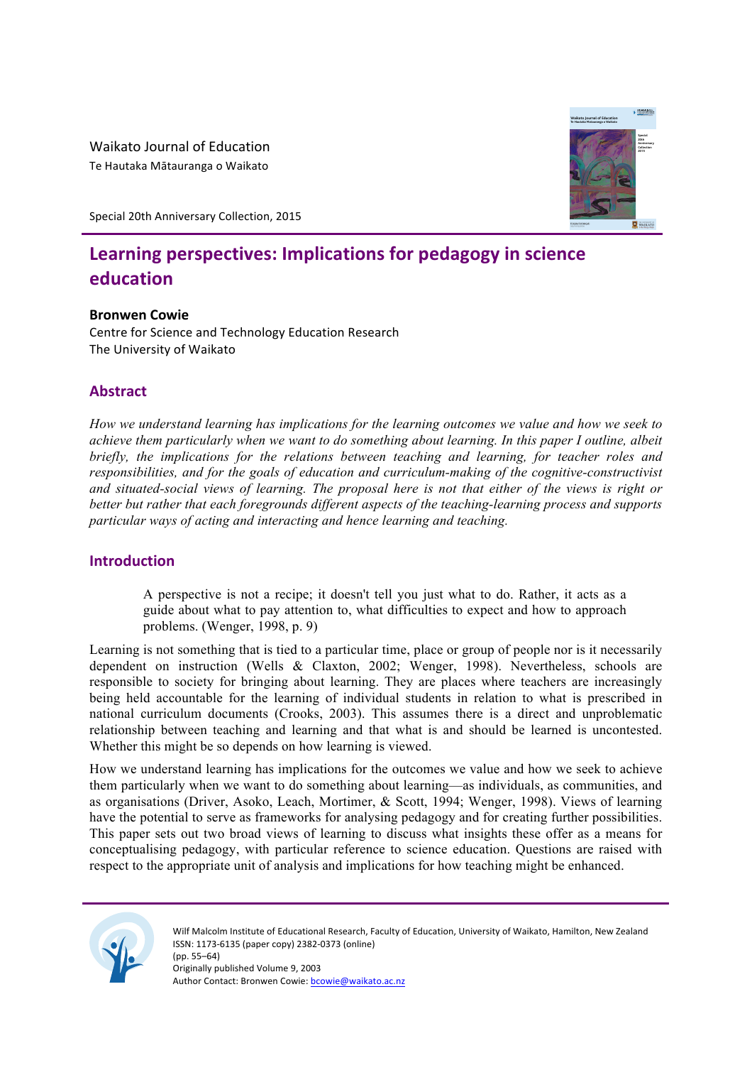Waikato Journal of Education
Te Hautaka Mātauranga o Waikato

Special 20th Anniversary Collection, 2015

# Learning perspectives: Implications for pedagogy in science education

**Bronwen Cowie**
Centre for Science and Technology Education Research
The University of Waikato

## Abstract

*How we understand learning has implications for the learning outcomes we value and how we seek to achieve them particularly when we want to do something about learning. In this paper I outline, albeit briefly, the implications for the relations between teaching and learning, for teacher roles and responsibilities, and for the goals of education and curriculum-making of the cognitive-constructivist and situated-social views of learning. The proposal here is not that either of the views is right or better but rather that each foregrounds different aspects of the teaching-learning process and supports particular ways of acting and interacting and hence learning and teaching.*

## Introduction

> A perspective is not a recipe; it doesn't tell you just what to do. Rather, it acts as a guide about what to pay attention to, what difficulties to expect and how to approach problems. (Wenger, 1998, p. 9)

Learning is not something that is tied to a particular time, place or group of people nor is it necessarily dependent on instruction (Wells & Claxton, 2002; Wenger, 1998). Nevertheless, schools are responsible to society for bringing about learning. They are places where teachers are increasingly being held accountable for the learning of individual students in relation to what is prescribed in national curriculum documents (Crooks, 2003). This assumes there is a direct and unproblematic relationship between teaching and learning and that what is and should be learned is uncontested. Whether this might be so depends on how learning is viewed.

How we understand learning has implications for the outcomes we value and how we seek to achieve them particularly when we want to do something about learning—as individuals, as communities, and as organisations (Driver, Asoko, Leach, Mortimer, & Scott, 1994; Wenger, 1998). Views of learning have the potential to serve as frameworks for analysing pedagogy and for creating further possibilities. This paper sets out two broad views of learning to discuss what insights these offer as a means for conceptualising pedagogy, with particular reference to science education. Questions are raised with respect to the appropriate unit of analysis and implications for how teaching might be enhanced.

Wilf Malcolm Institute of Educational Research, Faculty of Education, University of Waikato, Hamilton, New Zealand
ISSN: 1173-6135 (paper copy) 2382-0373 (online)
(pp. 55–64)
Originally published Volume 9, 2003
Author Contact: Bronwen Cowie: bcowie@waikato.ac.nz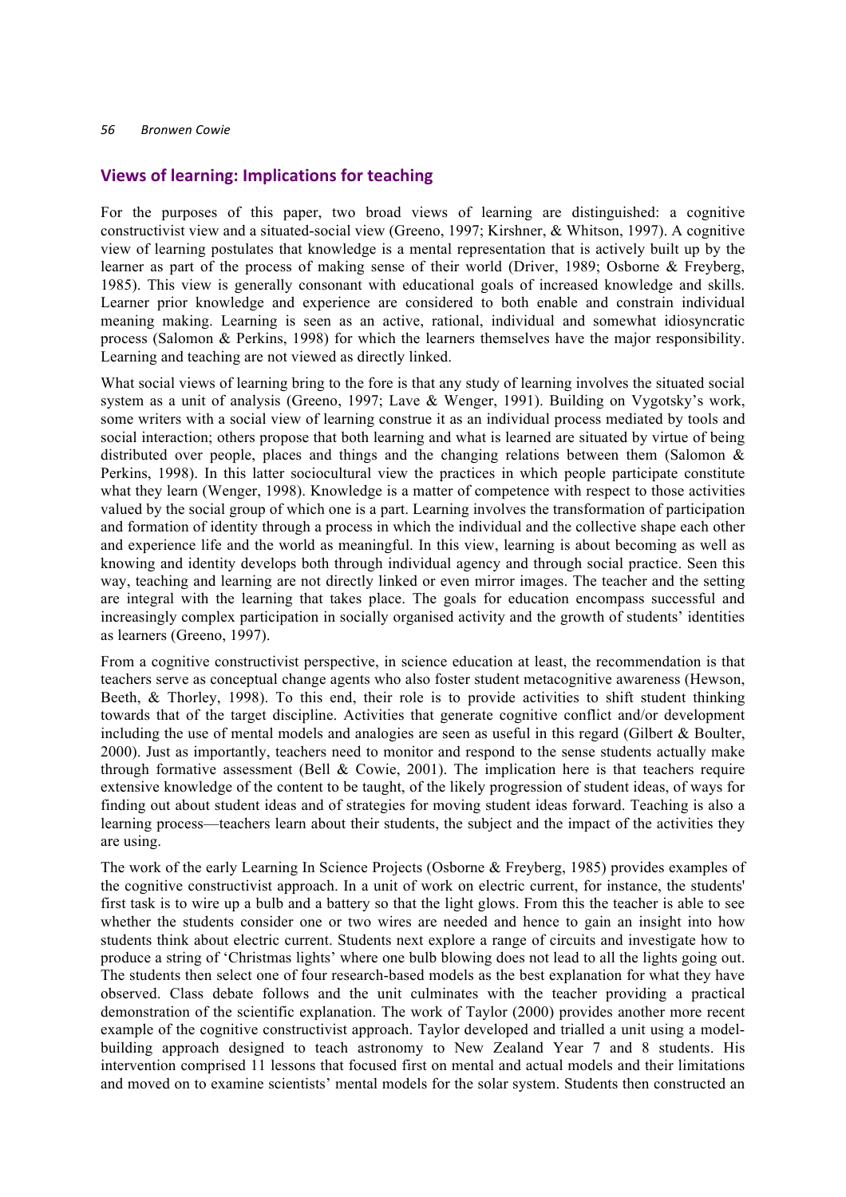## Views of learning: Implications for teaching

For the purposes of this paper, two broad views of learning are distinguished: a cognitive constructivist view and a situated-social view (Greeno, 1997; Kirshner, & Whitson, 1997). A cognitive view of learning postulates that knowledge is a mental representation that is actively built up by the learner as part of the process of making sense of their world (Driver, 1989; Osborne & Freyberg, 1985). This view is generally consonant with educational goals of increased knowledge and skills. Learner prior knowledge and experience are considered to both enable and constrain individual meaning making. Learning is seen as an active, rational, individual and somewhat idiosyncratic process (Salomon & Perkins, 1998) for which the learners themselves have the major responsibility. Learning and teaching are not viewed as directly linked.

What social views of learning bring to the fore is that any study of learning involves the situated social system as a unit of analysis (Greeno, 1997; Lave & Wenger, 1991). Building on Vygotsky's work, some writers with a social view of learning construe it as an individual process mediated by tools and social interaction; others propose that both learning and what is learned are situated by virtue of being distributed over people, places and things and the changing relations between them (Salomon & Perkins, 1998). In this latter sociocultural view the practices in which people participate constitute what they learn (Wenger, 1998). Knowledge is a matter of competence with respect to those activities valued by the social group of which one is a part. Learning involves the transformation of participation and formation of identity through a process in which the individual and the collective shape each other and experience life and the world as meaningful. In this view, learning is about becoming as well as knowing and identity develops both through individual agency and through social practice. Seen this way, teaching and learning are not directly linked or even mirror images. The teacher and the setting are integral with the learning that takes place. The goals for education encompass successful and increasingly complex participation in socially organised activity and the growth of students' identities as learners (Greeno, 1997).

From a cognitive constructivist perspective, in science education at least, the recommendation is that teachers serve as conceptual change agents who also foster student metacognitive awareness (Hewson, Beeth, & Thorley, 1998). To this end, their role is to provide activities to shift student thinking towards that of the target discipline. Activities that generate cognitive conflict and/or development including the use of mental models and analogies are seen as useful in this regard (Gilbert & Boulter, 2000). Just as importantly, teachers need to monitor and respond to the sense students actually make through formative assessment (Bell & Cowie, 2001). The implication here is that teachers require extensive knowledge of the content to be taught, of the likely progression of student ideas, of ways for finding out about student ideas and of strategies for moving student ideas forward. Teaching is also a learning process—teachers learn about their students, the subject and the impact of the activities they are using.

The work of the early Learning In Science Projects (Osborne & Freyberg, 1985) provides examples of the cognitive constructivist approach. In a unit of work on electric current, for instance, the students' first task is to wire up a bulb and a battery so that the light glows. From this the teacher is able to see whether the students consider one or two wires are needed and hence to gain an insight into how students think about electric current. Students next explore a range of circuits and investigate how to produce a string of 'Christmas lights' where one bulb blowing does not lead to all the lights going out. The students then select one of four research-based models as the best explanation for what they have observed. Class debate follows and the unit culminates with the teacher providing a practical demonstration of the scientific explanation. The work of Taylor (2000) provides another more recent example of the cognitive constructivist approach. Taylor developed and trialled a unit using a model-building approach designed to teach astronomy to New Zealand Year 7 and 8 students. His intervention comprised 11 lessons that focused first on mental and actual models and their limitations and moved on to examine scientists' mental models for the solar system. Students then constructed an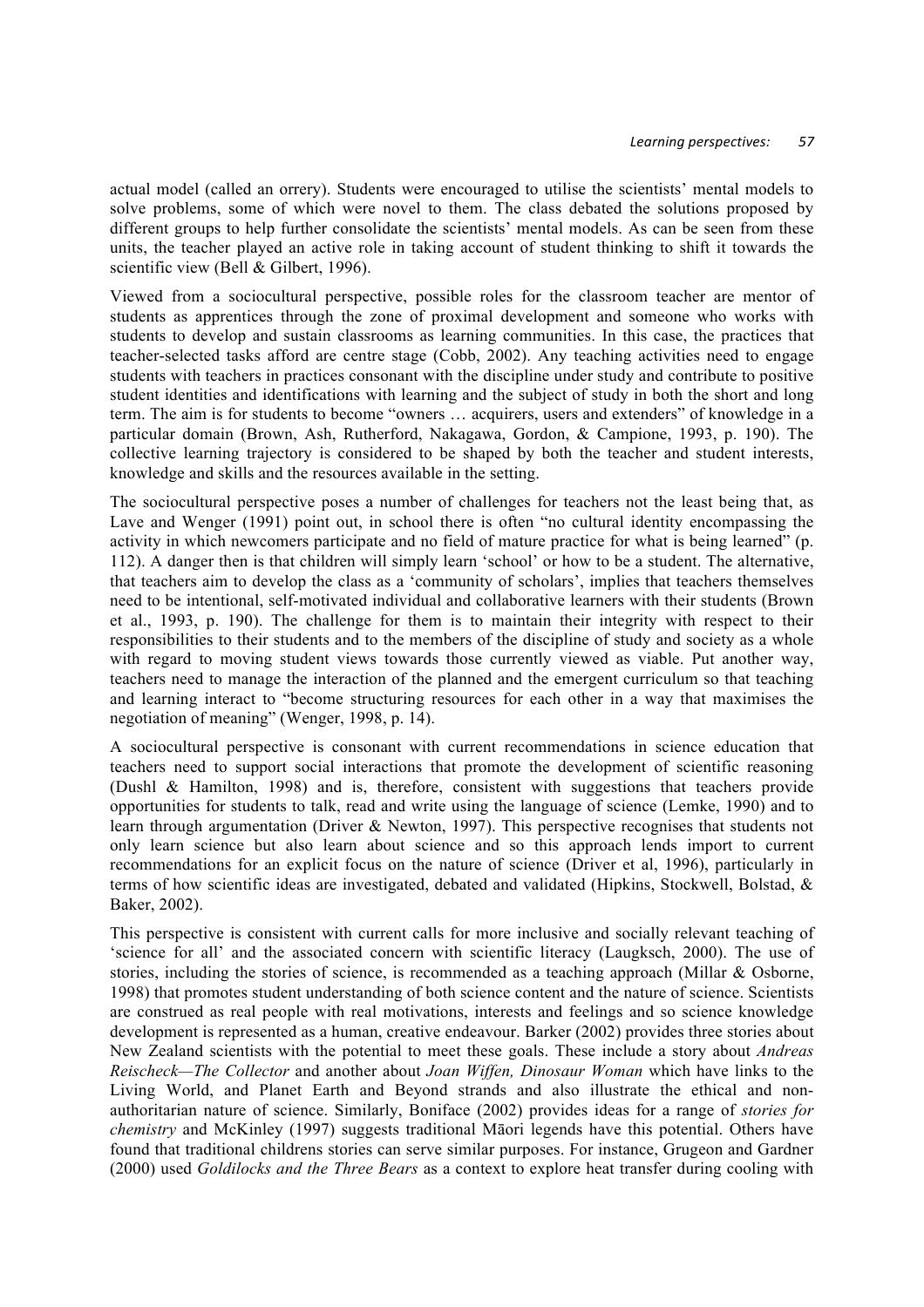actual model (called an orrery). Students were encouraged to utilise the scientists' mental models to solve problems, some of which were novel to them. The class debated the solutions proposed by different groups to help further consolidate the scientists' mental models. As can be seen from these units, the teacher played an active role in taking account of student thinking to shift it towards the scientific view (Bell & Gilbert, 1996).

Viewed from a sociocultural perspective, possible roles for the classroom teacher are mentor of students as apprentices through the zone of proximal development and someone who works with students to develop and sustain classrooms as learning communities. In this case, the practices that teacher-selected tasks afford are centre stage (Cobb, 2002). Any teaching activities need to engage students with teachers in practices consonant with the discipline under study and contribute to positive student identities and identifications with learning and the subject of study in both the short and long term. The aim is for students to become "owners … acquirers, users and extenders" of knowledge in a particular domain (Brown, Ash, Rutherford, Nakagawa, Gordon, & Campione, 1993, p. 190). The collective learning trajectory is considered to be shaped by both the teacher and student interests, knowledge and skills and the resources available in the setting.

The sociocultural perspective poses a number of challenges for teachers not the least being that, as Lave and Wenger (1991) point out, in school there is often "no cultural identity encompassing the activity in which newcomers participate and no field of mature practice for what is being learned" (p. 112). A danger then is that children will simply learn 'school' or how to be a student. The alternative, that teachers aim to develop the class as a 'community of scholars', implies that teachers themselves need to be intentional, self-motivated individual and collaborative learners with their students (Brown et al., 1993, p. 190). The challenge for them is to maintain their integrity with respect to their responsibilities to their students and to the members of the discipline of study and society as a whole with regard to moving student views towards those currently viewed as viable. Put another way, teachers need to manage the interaction of the planned and the emergent curriculum so that teaching and learning interact to "become structuring resources for each other in a way that maximises the negotiation of meaning" (Wenger, 1998, p. 14).

A sociocultural perspective is consonant with current recommendations in science education that teachers need to support social interactions that promote the development of scientific reasoning (Dushl & Hamilton, 1998) and is, therefore, consistent with suggestions that teachers provide opportunities for students to talk, read and write using the language of science (Lemke, 1990) and to learn through argumentation (Driver & Newton, 1997). This perspective recognises that students not only learn science but also learn about science and so this approach lends import to current recommendations for an explicit focus on the nature of science (Driver et al, 1996), particularly in terms of how scientific ideas are investigated, debated and validated (Hipkins, Stockwell, Bolstad, & Baker, 2002).

This perspective is consistent with current calls for more inclusive and socially relevant teaching of 'science for all' and the associated concern with scientific literacy (Laugksch, 2000). The use of stories, including the stories of science, is recommended as a teaching approach (Millar & Osborne, 1998) that promotes student understanding of both science content and the nature of science. Scientists are construed as real people with real motivations, interests and feelings and so science knowledge development is represented as a human, creative endeavour. Barker (2002) provides three stories about New Zealand scientists with the potential to meet these goals. These include a story about *Andreas Reischeck—The Collector* and another about *Joan Wiffen, Dinosaur Woman* which have links to the Living World, and Planet Earth and Beyond strands and also illustrate the ethical and non-authoritarian nature of science. Similarly, Boniface (2002) provides ideas for a range of *stories for chemistry* and McKinley (1997) suggests traditional Māori legends have this potential. Others have found that traditional childrens stories can serve similar purposes. For instance, Grugeon and Gardner (2000) used *Goldilocks and the Three Bears* as a context to explore heat transfer during cooling with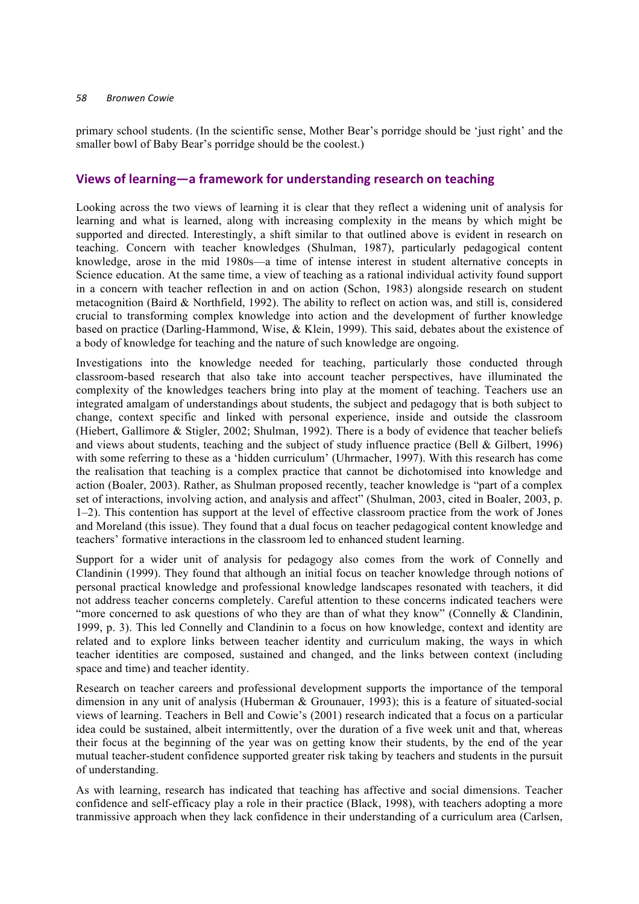primary school students. (In the scientific sense, Mother Bear's porridge should be 'just right' and the smaller bowl of Baby Bear's porridge should be the coolest.)

## Views of learning—a framework for understanding research on teaching

Looking across the two views of learning it is clear that they reflect a widening unit of analysis for learning and what is learned, along with increasing complexity in the means by which might be supported and directed. Interestingly, a shift similar to that outlined above is evident in research on teaching. Concern with teacher knowledges (Shulman, 1987), particularly pedagogical content knowledge, arose in the mid 1980s—a time of intense interest in student alternative concepts in Science education. At the same time, a view of teaching as a rational individual activity found support in a concern with teacher reflection in and on action (Schon, 1983) alongside research on student metacognition (Baird & Northfield, 1992). The ability to reflect on action was, and still is, considered crucial to transforming complex knowledge into action and the development of further knowledge based on practice (Darling-Hammond, Wise, & Klein, 1999). This said, debates about the existence of a body of knowledge for teaching and the nature of such knowledge are ongoing.

Investigations into the knowledge needed for teaching, particularly those conducted through classroom-based research that also take into account teacher perspectives, have illuminated the complexity of the knowledges teachers bring into play at the moment of teaching. Teachers use an integrated amalgam of understandings about students, the subject and pedagogy that is both subject to change, context specific and linked with personal experience, inside and outside the classroom (Hiebert, Gallimore & Stigler, 2002; Shulman, 1992). There is a body of evidence that teacher beliefs and views about students, teaching and the subject of study influence practice (Bell & Gilbert, 1996) with some referring to these as a 'hidden curriculum' (Uhrmacher, 1997). With this research has come the realisation that teaching is a complex practice that cannot be dichotomised into knowledge and action (Boaler, 2003). Rather, as Shulman proposed recently, teacher knowledge is "part of a complex set of interactions, involving action, and analysis and affect" (Shulman, 2003, cited in Boaler, 2003, p. 1–2). This contention has support at the level of effective classroom practice from the work of Jones and Moreland (this issue). They found that a dual focus on teacher pedagogical content knowledge and teachers' formative interactions in the classroom led to enhanced student learning.

Support for a wider unit of analysis for pedagogy also comes from the work of Connelly and Clandinin (1999). They found that although an initial focus on teacher knowledge through notions of personal practical knowledge and professional knowledge landscapes resonated with teachers, it did not address teacher concerns completely. Careful attention to these concerns indicated teachers were "more concerned to ask questions of who they are than of what they know" (Connelly & Clandinin, 1999, p. 3). This led Connelly and Clandinin to a focus on how knowledge, context and identity are related and to explore links between teacher identity and curriculum making, the ways in which teacher identities are composed, sustained and changed, and the links between context (including space and time) and teacher identity.

Research on teacher careers and professional development supports the importance of the temporal dimension in any unit of analysis (Huberman & Grounauer, 1993); this is a feature of situated-social views of learning. Teachers in Bell and Cowie's (2001) research indicated that a focus on a particular idea could be sustained, albeit intermittently, over the duration of a five week unit and that, whereas their focus at the beginning of the year was on getting know their students, by the end of the year mutual teacher-student confidence supported greater risk taking by teachers and students in the pursuit of understanding.

As with learning, research has indicated that teaching has affective and social dimensions. Teacher confidence and self-efficacy play a role in their practice (Black, 1998), with teachers adopting a more tranmissive approach when they lack confidence in their understanding of a curriculum area (Carlsen,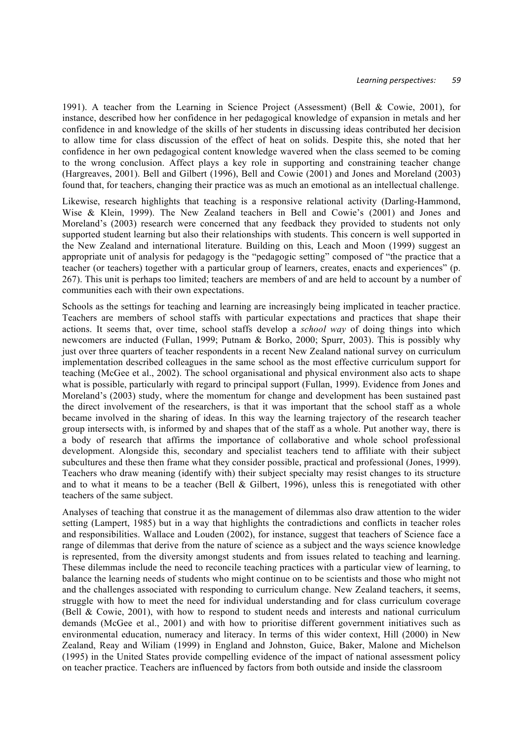1991). A teacher from the Learning in Science Project (Assessment) (Bell & Cowie, 2001), for instance, described how her confidence in her pedagogical knowledge of expansion in metals and her confidence in and knowledge of the skills of her students in discussing ideas contributed her decision to allow time for class discussion of the effect of heat on solids. Despite this, she noted that her confidence in her own pedagogical content knowledge wavered when the class seemed to be coming to the wrong conclusion. Affect plays a key role in supporting and constraining teacher change (Hargreaves, 2001). Bell and Gilbert (1996), Bell and Cowie (2001) and Jones and Moreland (2003) found that, for teachers, changing their practice was as much an emotional as an intellectual challenge.

Likewise, research highlights that teaching is a responsive relational activity (Darling-Hammond, Wise & Klein, 1999). The New Zealand teachers in Bell and Cowie's (2001) and Jones and Moreland's (2003) research were concerned that any feedback they provided to students not only supported student learning but also their relationships with students. This concern is well supported in the New Zealand and international literature. Building on this, Leach and Moon (1999) suggest an appropriate unit of analysis for pedagogy is the "pedagogic setting" composed of "the practice that a teacher (or teachers) together with a particular group of learners, creates, enacts and experiences" (p. 267). This unit is perhaps too limited; teachers are members of and are held to account by a number of communities each with their own expectations.

Schools as the settings for teaching and learning are increasingly being implicated in teacher practice. Teachers are members of school staffs with particular expectations and practices that shape their actions. It seems that, over time, school staffs develop a *school way* of doing things into which newcomers are inducted (Fullan, 1999; Putnam & Borko, 2000; Spurr, 2003). This is possibly why just over three quarters of teacher respondents in a recent New Zealand national survey on curriculum implementation described colleagues in the same school as the most effective curriculum support for teaching (McGee et al., 2002). The school organisational and physical environment also acts to shape what is possible, particularly with regard to principal support (Fullan, 1999). Evidence from Jones and Moreland's (2003) study, where the momentum for change and development has been sustained past the direct involvement of the researchers, is that it was important that the school staff as a whole became involved in the sharing of ideas. In this way the learning trajectory of the research teacher group intersects with, is informed by and shapes that of the staff as a whole. Put another way, there is a body of research that affirms the importance of collaborative and whole school professional development. Alongside this, secondary and specialist teachers tend to affiliate with their subject subcultures and these then frame what they consider possible, practical and professional (Jones, 1999). Teachers who draw meaning (identify with) their subject specialty may resist changes to its structure and to what it means to be a teacher (Bell & Gilbert, 1996), unless this is renegotiated with other teachers of the same subject.

Analyses of teaching that construe it as the management of dilemmas also draw attention to the wider setting (Lampert, 1985) but in a way that highlights the contradictions and conflicts in teacher roles and responsibilities. Wallace and Louden (2002), for instance, suggest that teachers of Science face a range of dilemmas that derive from the nature of science as a subject and the ways science knowledge is represented, from the diversity amongst students and from issues related to teaching and learning. These dilemmas include the need to reconcile teaching practices with a particular view of learning, to balance the learning needs of students who might continue on to be scientists and those who might not and the challenges associated with responding to curriculum change. New Zealand teachers, it seems, struggle with how to meet the need for individual understanding and for class curriculum coverage (Bell & Cowie, 2001), with how to respond to student needs and interests and national curriculum demands (McGee et al., 2001) and with how to prioritise different government initiatives such as environmental education, numeracy and literacy. In terms of this wider context, Hill (2000) in New Zealand, Reay and Wiliam (1999) in England and Johnston, Guice, Baker, Malone and Michelson (1995) in the United States provide compelling evidence of the impact of national assessment policy on teacher practice. Teachers are influenced by factors from both outside and inside the classroom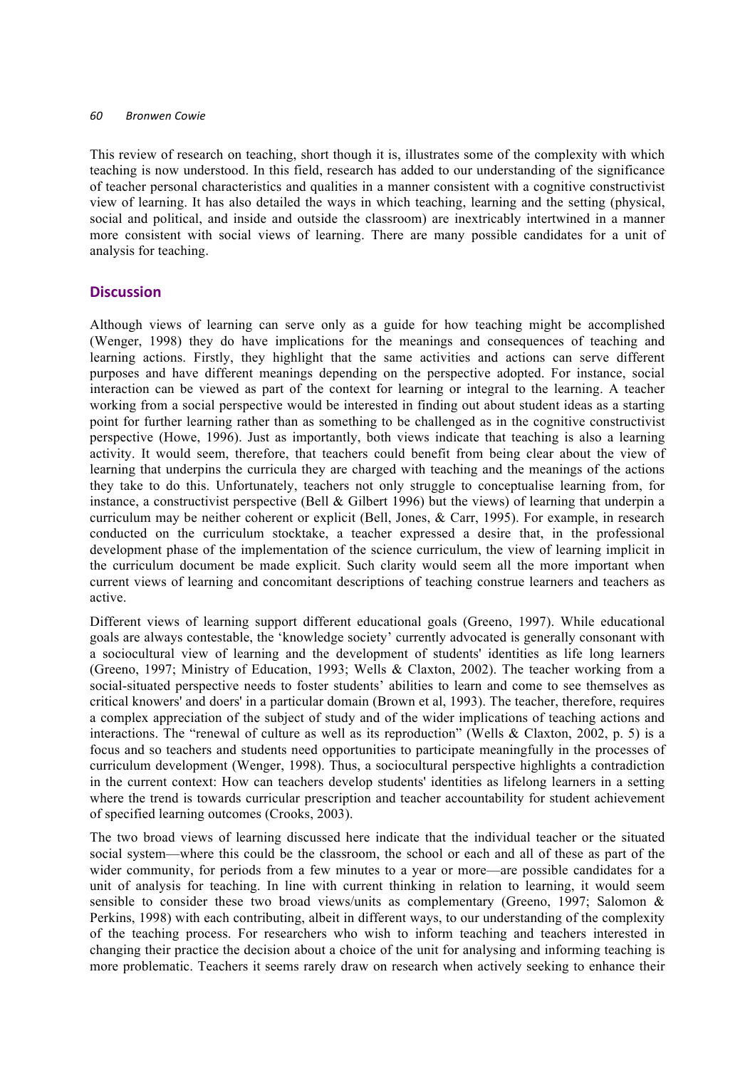This review of research on teaching, short though it is, illustrates some of the complexity with which teaching is now understood. In this field, research has added to our understanding of the significance of teacher personal characteristics and qualities in a manner consistent with a cognitive constructivist view of learning. It has also detailed the ways in which teaching, learning and the setting (physical, social and political, and inside and outside the classroom) are inextricably intertwined in a manner more consistent with social views of learning. There are many possible candidates for a unit of analysis for teaching.

## Discussion

Although views of learning can serve only as a guide for how teaching might be accomplished (Wenger, 1998) they do have implications for the meanings and consequences of teaching and learning actions. Firstly, they highlight that the same activities and actions can serve different purposes and have different meanings depending on the perspective adopted. For instance, social interaction can be viewed as part of the context for learning or integral to the learning. A teacher working from a social perspective would be interested in finding out about student ideas as a starting point for further learning rather than as something to be challenged as in the cognitive constructivist perspective (Howe, 1996). Just as importantly, both views indicate that teaching is also a learning activity. It would seem, therefore, that teachers could benefit from being clear about the view of learning that underpins the curricula they are charged with teaching and the meanings of the actions they take to do this. Unfortunately, teachers not only struggle to conceptualise learning from, for instance, a constructivist perspective (Bell & Gilbert 1996) but the views) of learning that underpin a curriculum may be neither coherent or explicit (Bell, Jones, & Carr, 1995). For example, in research conducted on the curriculum stocktake, a teacher expressed a desire that, in the professional development phase of the implementation of the science curriculum, the view of learning implicit in the curriculum document be made explicit. Such clarity would seem all the more important when current views of learning and concomitant descriptions of teaching construe learners and teachers as active.

Different views of learning support different educational goals (Greeno, 1997). While educational goals are always contestable, the 'knowledge society' currently advocated is generally consonant with a sociocultural view of learning and the development of students' identities as life long learners (Greeno, 1997; Ministry of Education, 1993; Wells & Claxton, 2002). The teacher working from a social-situated perspective needs to foster students' abilities to learn and come to see themselves as critical knowers' and doers' in a particular domain (Brown et al, 1993). The teacher, therefore, requires a complex appreciation of the subject of study and of the wider implications of teaching actions and interactions. The "renewal of culture as well as its reproduction" (Wells & Claxton, 2002, p. 5) is a focus and so teachers and students need opportunities to participate meaningfully in the processes of curriculum development (Wenger, 1998). Thus, a sociocultural perspective highlights a contradiction in the current context: How can teachers develop students' identities as lifelong learners in a setting where the trend is towards curricular prescription and teacher accountability for student achievement of specified learning outcomes (Crooks, 2003).

The two broad views of learning discussed here indicate that the individual teacher or the situated social system—where this could be the classroom, the school or each and all of these as part of the wider community, for periods from a few minutes to a year or more—are possible candidates for a unit of analysis for teaching. In line with current thinking in relation to learning, it would seem sensible to consider these two broad views/units as complementary (Greeno, 1997; Salomon & Perkins, 1998) with each contributing, albeit in different ways, to our understanding of the complexity of the teaching process. For researchers who wish to inform teaching and teachers interested in changing their practice the decision about a choice of the unit for analysing and informing teaching is more problematic. Teachers it seems rarely draw on research when actively seeking to enhance their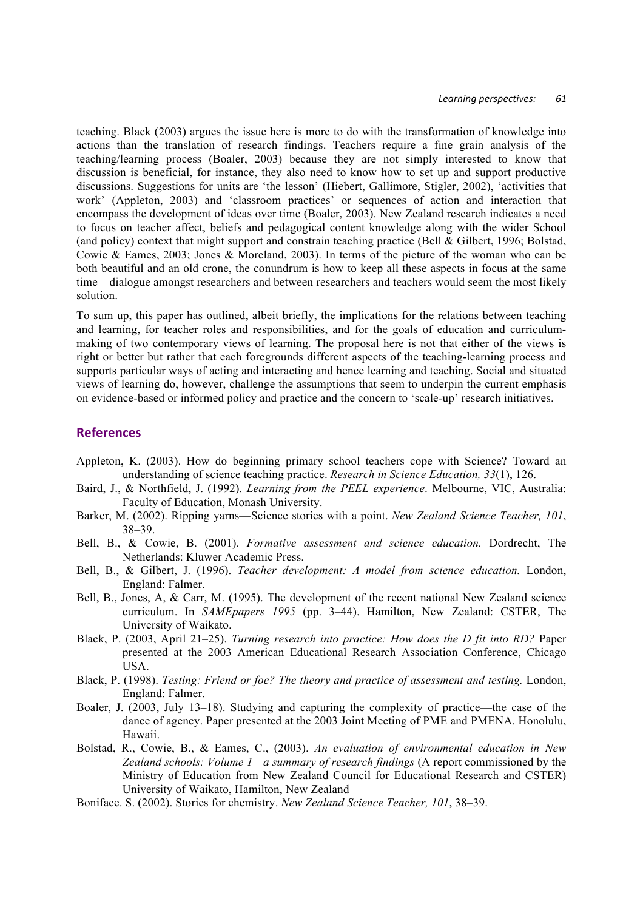teaching. Black (2003) argues the issue here is more to do with the transformation of knowledge into actions than the translation of research findings. Teachers require a fine grain analysis of the teaching/learning process (Boaler, 2003) because they are not simply interested to know that discussion is beneficial, for instance, they also need to know how to set up and support productive discussions. Suggestions for units are 'the lesson' (Hiebert, Gallimore, Stigler, 2002), 'activities that work' (Appleton, 2003) and 'classroom practices' or sequences of action and interaction that encompass the development of ideas over time (Boaler, 2003). New Zealand research indicates a need to focus on teacher affect, beliefs and pedagogical content knowledge along with the wider School (and policy) context that might support and constrain teaching practice (Bell & Gilbert, 1996; Bolstad, Cowie & Eames, 2003; Jones & Moreland, 2003). In terms of the picture of the woman who can be both beautiful and an old crone, the conundrum is how to keep all these aspects in focus at the same time—dialogue amongst researchers and between researchers and teachers would seem the most likely solution.

To sum up, this paper has outlined, albeit briefly, the implications for the relations between teaching and learning, for teacher roles and responsibilities, and for the goals of education and curriculum-making of two contemporary views of learning. The proposal here is not that either of the views is right or better but rather that each foregrounds different aspects of the teaching-learning process and supports particular ways of acting and interacting and hence learning and teaching. Social and situated views of learning do, however, challenge the assumptions that seem to underpin the current emphasis on evidence-based or informed policy and practice and the concern to 'scale-up' research initiatives.

## References

Appleton, K. (2003). How do beginning primary school teachers cope with Science? Toward an understanding of science teaching practice. *Research in Science Education, 33*(1), 126.

Baird, J., & Northfield, J. (1992). *Learning from the PEEL experience*. Melbourne, VIC, Australia: Faculty of Education, Monash University.

Barker, M. (2002). Ripping yarns—Science stories with a point. *New Zealand Science Teacher, 101*, 38–39.

Bell, B., & Cowie, B. (2001). *Formative assessment and science education.* Dordrecht, The Netherlands: Kluwer Academic Press.

Bell, B., & Gilbert, J. (1996). *Teacher development: A model from science education.* London, England: Falmer.

Bell, B., Jones, A, & Carr, M. (1995). The development of the recent national New Zealand science curriculum. In *SAMEpapers 1995* (pp. 3–44). Hamilton, New Zealand: CSTER, The University of Waikato.

Black, P. (2003, April 21–25). *Turning research into practice: How does the D fit into RD?* Paper presented at the 2003 American Educational Research Association Conference, Chicago USA.

Black, P. (1998). *Testing: Friend or foe? The theory and practice of assessment and testing.* London, England: Falmer.

Boaler, J. (2003, July 13–18). Studying and capturing the complexity of practice—the case of the dance of agency. Paper presented at the 2003 Joint Meeting of PME and PMENA. Honolulu, Hawaii.

Bolstad, R., Cowie, B., & Eames, C., (2003). *An evaluation of environmental education in New Zealand schools: Volume 1—a summary of research findings* (A report commissioned by the Ministry of Education from New Zealand Council for Educational Research and CSTER) University of Waikato, Hamilton, New Zealand

Boniface. S. (2002). Stories for chemistry. *New Zealand Science Teacher, 101*, 38–39.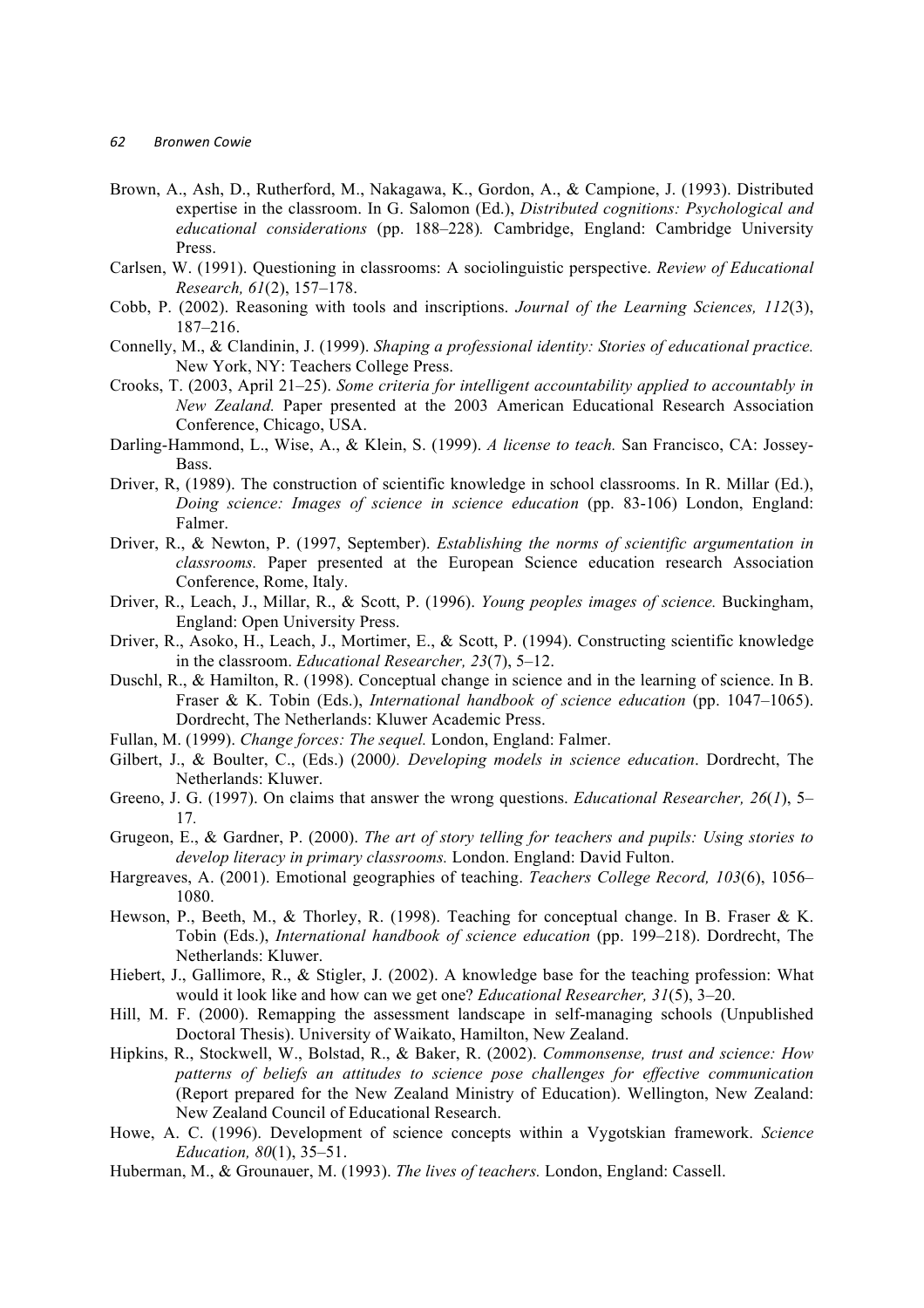Brown, A., Ash, D., Rutherford, M., Nakagawa, K., Gordon, A., & Campione, J. (1993). Distributed expertise in the classroom. In G. Salomon (Ed.), *Distributed cognitions: Psychological and educational considerations* (pp. 188–228)*.* Cambridge, England: Cambridge University Press.

Carlsen, W. (1991). Questioning in classrooms: A sociolinguistic perspective. *Review of Educational Research, 61*(2), 157–178.

Cobb, P. (2002). Reasoning with tools and inscriptions. *Journal of the Learning Sciences, 112*(3), 187–216.

Connelly, M., & Clandinin, J. (1999). *Shaping a professional identity: Stories of educational practice.* New York, NY: Teachers College Press.

Crooks, T. (2003, April 21–25). *Some criteria for intelligent accountability applied to accountably in New Zealand.* Paper presented at the 2003 American Educational Research Association Conference, Chicago, USA.

Darling-Hammond, L., Wise, A., & Klein, S. (1999). *A license to teach.* San Francisco, CA: Jossey-Bass.

Driver, R, (1989). The construction of scientific knowledge in school classrooms. In R. Millar (Ed.), *Doing science: Images of science in science education* (pp. 83-106) London, England: Falmer.

Driver, R., & Newton, P. (1997, September). *Establishing the norms of scientific argumentation in classrooms.* Paper presented at the European Science education research Association Conference, Rome, Italy.

Driver, R., Leach, J., Millar, R., & Scott, P. (1996). *Young peoples images of science.* Buckingham, England: Open University Press.

Driver, R., Asoko, H., Leach, J., Mortimer, E., & Scott, P. (1994). Constructing scientific knowledge in the classroom. *Educational Researcher, 23*(7), 5–12.

Duschl, R., & Hamilton, R. (1998). Conceptual change in science and in the learning of science. In B. Fraser & K. Tobin (Eds.), *International handbook of science education* (pp. 1047–1065). Dordrecht, The Netherlands: Kluwer Academic Press.

Fullan, M. (1999). *Change forces: The sequel.* London, England: Falmer.

Gilbert, J., & Boulter, C., (Eds.) (2000*). Developing models in science education*. Dordrecht, The Netherlands: Kluwer.

Greeno, J. G. (1997). On claims that answer the wrong questions. *Educational Researcher, 26*(*1*), 5–17.

Grugeon, E., & Gardner, P. (2000). *The art of story telling for teachers and pupils: Using stories to develop literacy in primary classrooms.* London. England: David Fulton.

Hargreaves, A. (2001). Emotional geographies of teaching. *Teachers College Record, 103*(6), 1056–1080.

Hewson, P., Beeth, M., & Thorley, R. (1998). Teaching for conceptual change. In B. Fraser & K. Tobin (Eds.), *International handbook of science education* (pp. 199–218). Dordrecht, The Netherlands: Kluwer.

Hiebert, J., Gallimore, R., & Stigler, J. (2002). A knowledge base for the teaching profession: What would it look like and how can we get one? *Educational Researcher, 31*(5), 3–20.

Hill, M. F. (2000). Remapping the assessment landscape in self-managing schools (Unpublished Doctoral Thesis). University of Waikato, Hamilton, New Zealand.

Hipkins, R., Stockwell, W., Bolstad, R., & Baker, R. (2002). *Commonsense, trust and science: How patterns of beliefs an attitudes to science pose challenges for effective communication* (Report prepared for the New Zealand Ministry of Education). Wellington, New Zealand: New Zealand Council of Educational Research.

Howe, A. C. (1996). Development of science concepts within a Vygotskian framework. *Science Education, 80*(1), 35–51.

Huberman, M., & Grounauer, M. (1993). *The lives of teachers.* London, England: Cassell.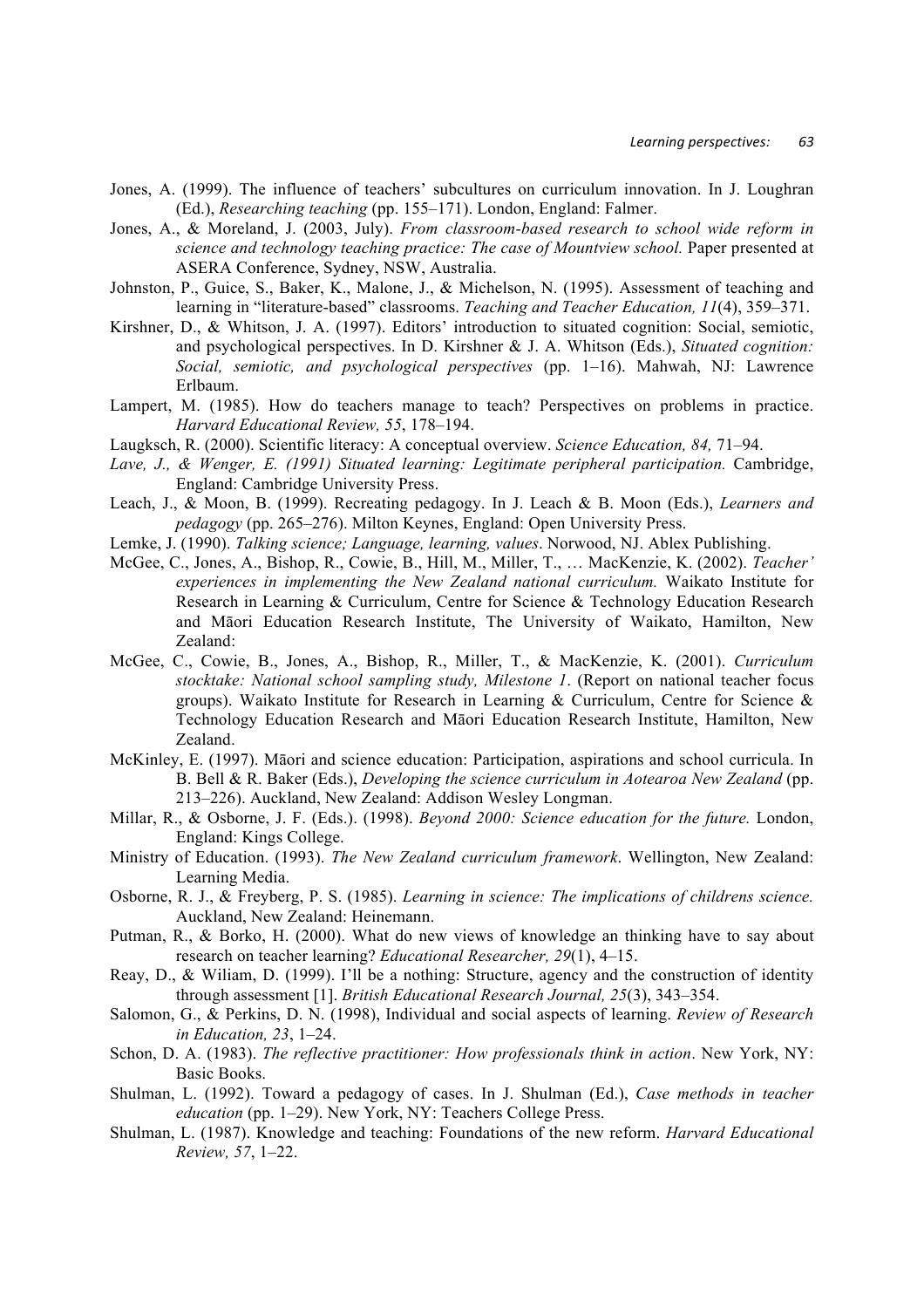Jones, A. (1999). The influence of teachers' subcultures on curriculum innovation. In J. Loughran (Ed.), *Researching teaching* (pp. 155–171). London, England: Falmer.

Jones, A., & Moreland, J. (2003, July). *From classroom-based research to school wide reform in science and technology teaching practice: The case of Mountview school.* Paper presented at ASERA Conference, Sydney, NSW, Australia.

Johnston, P., Guice, S., Baker, K., Malone, J., & Michelson, N. (1995). Assessment of teaching and learning in "literature-based" classrooms. *Teaching and Teacher Education, 11*(4), 359–371.

Kirshner, D., & Whitson, J. A. (1997). Editors' introduction to situated cognition: Social, semiotic, and psychological perspectives. In D. Kirshner & J. A. Whitson (Eds.), *Situated cognition: Social, semiotic, and psychological perspectives* (pp. 1–16). Mahwah, NJ: Lawrence Erlbaum.

Lampert, M. (1985). How do teachers manage to teach? Perspectives on problems in practice. *Harvard Educational Review, 55*, 178–194.

Laugksch, R. (2000). Scientific literacy: A conceptual overview. *Science Education, 84,* 71–94.

*Lave, J., & Wenger, E. (1991) Situated learning: Legitimate peripheral participation.* Cambridge, England: Cambridge University Press.

Leach, J., & Moon, B. (1999). Recreating pedagogy. In J. Leach & B. Moon (Eds.), *Learners and pedagogy* (pp. 265–276). Milton Keynes, England: Open University Press.

Lemke, J. (1990). *Talking science; Language, learning, values*. Norwood, NJ. Ablex Publishing.

McGee, C., Jones, A., Bishop, R., Cowie, B., Hill, M., Miller, T., … MacKenzie, K. (2002). *Teacher' experiences in implementing the New Zealand national curriculum.* Waikato Institute for Research in Learning & Curriculum, Centre for Science & Technology Education Research and Māori Education Research Institute, The University of Waikato, Hamilton, New Zealand:

McGee, C., Cowie, B., Jones, A., Bishop, R., Miller, T., & MacKenzie, K. (2001). *Curriculum stocktake: National school sampling study, Milestone 1*. (Report on national teacher focus groups). Waikato Institute for Research in Learning & Curriculum, Centre for Science & Technology Education Research and Māori Education Research Institute, Hamilton, New Zealand.

McKinley, E. (1997). Māori and science education: Participation, aspirations and school curricula. In B. Bell & R. Baker (Eds.), *Developing the science curriculum in Aotearoa New Zealand* (pp. 213–226). Auckland, New Zealand: Addison Wesley Longman.

Millar, R., & Osborne, J. F. (Eds.). (1998). *Beyond 2000: Science education for the future.* London, England: Kings College.

Ministry of Education. (1993). *The New Zealand curriculum framework*. Wellington, New Zealand: Learning Media.

Osborne, R. J., & Freyberg, P. S. (1985). *Learning in science: The implications of childrens science.* Auckland, New Zealand: Heinemann.

Putman, R., & Borko, H. (2000). What do new views of knowledge an thinking have to say about research on teacher learning? *Educational Researcher, 29*(1), 4–15.

Reay, D., & Wiliam, D. (1999). I'll be a nothing: Structure, agency and the construction of identity through assessment [1]. *British Educational Research Journal, 25*(3), 343–354.

Salomon, G., & Perkins, D. N. (1998), Individual and social aspects of learning. *Review of Research in Education, 23*, 1–24.

Schon, D. A. (1983). *The reflective practitioner: How professionals think in action*. New York, NY: Basic Books.

Shulman, L. (1992). Toward a pedagogy of cases. In J. Shulman (Ed.), *Case methods in teacher education* (pp. 1–29). New York, NY: Teachers College Press.

Shulman, L. (1987). Knowledge and teaching: Foundations of the new reform. *Harvard Educational Review, 57*, 1–22.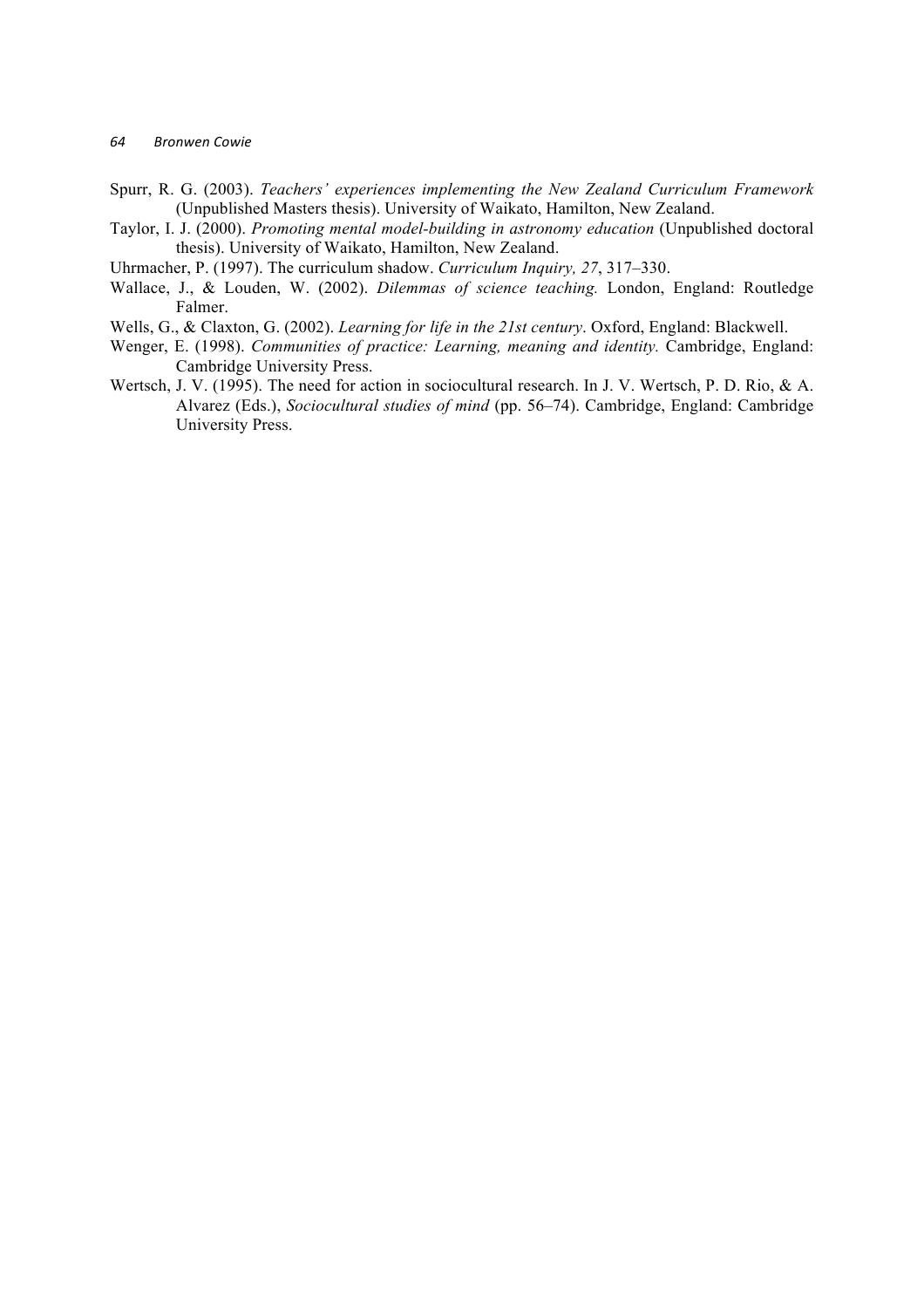Spurr, R. G. (2003). *Teachers' experiences implementing the New Zealand Curriculum Framework* (Unpublished Masters thesis). University of Waikato, Hamilton, New Zealand.

Taylor, I. J. (2000). *Promoting mental model-building in astronomy education* (Unpublished doctoral thesis). University of Waikato, Hamilton, New Zealand.

Uhrmacher, P. (1997). The curriculum shadow. *Curriculum Inquiry, 27*, 317–330.

Wallace, J., & Louden, W. (2002). *Dilemmas of science teaching.* London, England: Routledge Falmer.

Wells, G., & Claxton, G. (2002). *Learning for life in the 21st century*. Oxford, England: Blackwell.

Wenger, E. (1998). *Communities of practice: Learning, meaning and identity.* Cambridge, England: Cambridge University Press.

Wertsch, J. V. (1995). The need for action in sociocultural research. In J. V. Wertsch, P. D. Rio, & A. Alvarez (Eds.), *Sociocultural studies of mind* (pp. 56–74). Cambridge, England: Cambridge University Press.